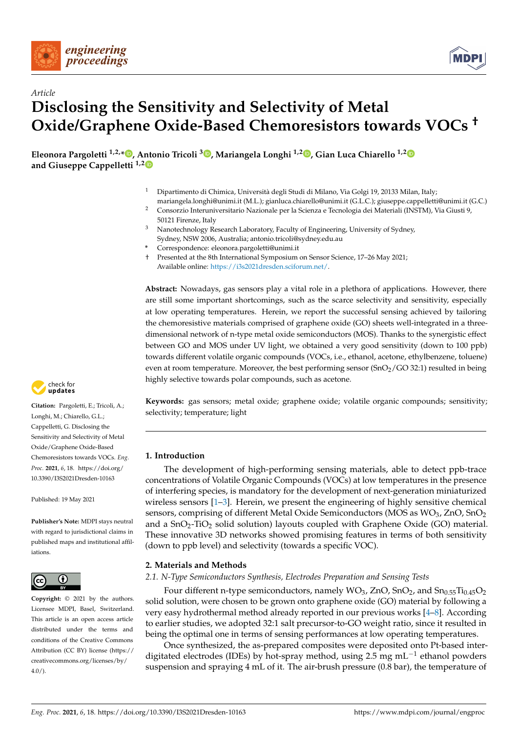*Article*

# Disclosing the Sensitivity and Selectivity of Metal Oxide/Graphene Oxide-Based Chemoresistors towards VOCs †

**Eleonora Pargoletti [1,2,*], Antonio Tricoli [3], Mariangela Longhi [1,2], Gian Luca Chiarello [1,2] and Giuseppe Cappelletti [1,2]**

[1] Dipartimento di Chimica, Università degli Studi di Milano, Via Golgi 19, 20133 Milan, Italy; mariangela.longhi@unimi.it (M.L.); gianluca.chiarello@unimi.it (G.L.C.); giuseppe.cappelletti@unimi.it (G.C.)

[2] Consorzio Interuniversitario Nazionale per la Scienza e Tecnologia dei Materiali (INSTM), Via Giusti 9, 50121 Firenze, Italy

[3] Nanotechnology Research Laboratory, Faculty of Engineering, University of Sydney, Sydney, NSW 2006, Australia; antonio.tricoli@sydney.edu.au

\* Correspondence: eleonora.pargoletti@unimi.it

† Presented at the 8th International Symposium on Sensor Science, 17–26 May 2021; Available online: https://i3s2021dresden.sciforum.net/.

**Abstract:** Nowadays, gas sensors play a vital role in a plethora of applications. However, there are still some important shortcomings, such as the scarce selectivity and sensitivity, especially at low operating temperatures. Herein, we report the successful sensing achieved by tailoring the chemoresistive materials comprised of graphene oxide (GO) sheets well-integrated in a three-dimensional network of n-type metal oxide semiconductors (MOS). Thanks to the synergistic effect between GO and MOS under UV light, we obtained a very good sensitivity (down to 100 ppb) towards different volatile organic compounds (VOCs, i.e., ethanol, acetone, ethylbenzene, toluene) even at room temperature. Moreover, the best performing sensor ($SnO_2$/GO 32:1) resulted in being highly selective towards polar compounds, such as acetone.

**Keywords:** gas sensors; metal oxide; graphene oxide; volatile organic compounds; sensitivity; selectivity; temperature; light

**Citation:** Pargoletti, E.; Tricoli, A.; Longhi, M.; Chiarello, G.L.; Cappelletti, G. Disclosing the Sensitivity and Selectivity of Metal Oxide/Graphene Oxide-Based Chemoresistors towards VOCs. *Eng. Proc.* **2021**, *6*, 18. https://doi.org/10.3390/I3S2021Dresden-10163

Published: 19 May 2021

**Publisher's Note:** MDPI stays neutral with regard to jurisdictional claims in published maps and institutional affiliations.

**Copyright:** © 2021 by the authors. Licensee MDPI, Basel, Switzerland. This article is an open access article distributed under the terms and conditions of the Creative Commons Attribution (CC BY) license (https://creativecommons.org/licenses/by/4.0/).

## 1. Introduction

The development of high-performing sensing materials, able to detect ppb-trace concentrations of Volatile Organic Compounds (VOCs) at low temperatures in the presence of interfering species, is mandatory for the development of next-generation miniaturized wireless sensors [1–3]. Herein, we present the engineering of highly sensitive chemical sensors, comprising of different Metal Oxide Semiconductors (MOS as $WO_3$, ZnO, $SnO_2$ and a $SnO_2$-$TiO_2$ solid solution) layouts coupled with Graphene Oxide (GO) material. These innovative 3D networks showed promising features in terms of both sensitivity (down to ppb level) and selectivity (towards a specific VOC).

## 2. Materials and Methods

### 2.1. N-Type Semiconductors Synthesis, Electrodes Preparation and Sensing Tests

Four different n-type semiconductors, namely $WO_3$, ZnO, $SnO_2$, and $Sn_{0.55}Ti_{0.45}O_2$ solid solution, were chosen to be grown onto graphene oxide (GO) material by following a very easy hydrothermal method already reported in our previous works [4–8]. According to earlier studies, we adopted 32:1 salt precursor-to-GO weight ratio, since it resulted in being the optimal one in terms of sensing performances at low operating temperatures.

Once synthesized, the as-prepared composites were deposited onto Pt-based interdigitated electrodes (IDEs) by hot-spray method, using 2.5 mg $mL^{-1}$ ethanol powders suspension and spraying 4 mL of it. The air-brush pressure (0.8 bar), the temperature of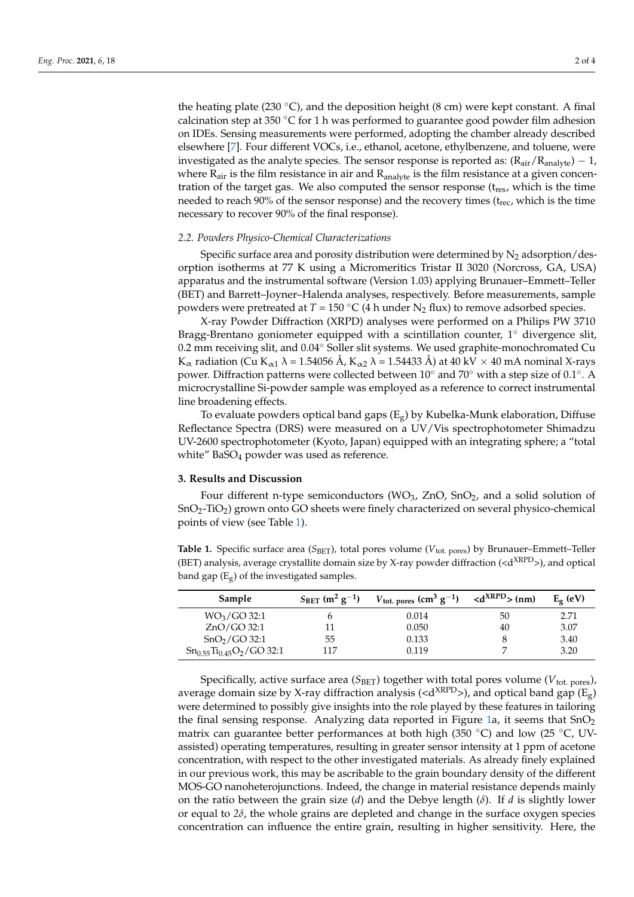the heating plate (230 °C), and the deposition height (8 cm) were kept constant. A final calcination step at 350 °C for 1 h was performed to guarantee good powder film adhesion on IDEs. Sensing measurements were performed, adopting the chamber already described elsewhere [7]. Four different VOCs, i.e., ethanol, acetone, ethylbenzene, and toluene, were investigated as the analyte species. The sensor response is reported as: $(R_{air}/R_{analyte}) - 1$, where $R_{air}$ is the film resistance in air and $R_{analyte}$ is the film resistance at a given concentration of the target gas. We also computed the sensor response ($t_{res}$, which is the time needed to reach 90% of the sensor response) and the recovery times ($t_{rec}$, which is the time necessary to recover 90% of the final response).

### 2.2. Powders Physico-Chemical Characterizations

Specific surface area and porosity distribution were determined by $N_2$ adsorption/desorption isotherms at 77 K using a Micromeritics Tristar II 3020 (Norcross, GA, USA) apparatus and the instrumental software (Version 1.03) applying Brunauer–Emmett–Teller (BET) and Barrett–Joyner–Halenda analyses, respectively. Before measurements, sample powders were pretreated at $T$ = 150 °C (4 h under $N_2$ flux) to remove adsorbed species.

X-ray Powder Diffraction (XRPD) analyses were performed on a Philips PW 3710 Bragg-Brentano goniometer equipped with a scintillation counter, 1° divergence slit, 0.2 mm receiving slit, and 0.04° Soller slit systems. We used graphite-monochromated Cu $K_\alpha$ radiation (Cu $K_{\alpha 1}$ $\lambda$ = 1.54056 Å, $K_{\alpha 2}$ $\lambda$ = 1.54433 Å) at 40 kV × 40 mA nominal X-rays power. Diffraction patterns were collected between 10° and 70° with a step size of 0.1°. A microcrystalline Si-powder sample was employed as a reference to correct instrumental line broadening effects.

To evaluate powders optical band gaps ($E_g$) by Kubelka-Munk elaboration, Diffuse Reflectance Spectra (DRS) were measured on a UV/Vis spectrophotometer Shimadzu UV-2600 spectrophotometer (Kyoto, Japan) equipped with an integrating sphere; a "total white" $BaSO_4$ powder was used as reference.

## 3. Results and Discussion

Four different n-type semiconductors ($WO_3$, ZnO, $SnO_2$, and a solid solution of $SnO_2$-$TiO_2$) grown onto GO sheets were finely characterized on several physico-chemical points of view (see Table 1).

**Table 1.** Specific surface area ($S_{BET}$), total pores volume ($V_{tot.\ pores}$) by Brunauer–Emmett–Teller (BET) analysis, average crystallite domain size by X-ray powder diffraction ($<d^{XRPD}>$), and optical band gap ($E_g$) of the investigated samples.

| Sample | $S_{BET}$ ($m^2\ g^{-1}$) | $V_{tot.\ pores}$ ($cm^3\ g^{-1}$) | $<d^{XRPD}>$ (nm) | $E_g$ (eV) |
|---|---|---|---|---|
| $WO_3$/GO 32:1 | 6 | 0.014 | 50 | 2.71 |
| ZnO/GO 32:1 | 11 | 0.050 | 40 | 3.07 |
| $SnO_2$/GO 32:1 | 55 | 0.133 | 8 | 3.40 |
| $Sn_{0.55}Ti_{0.45}O_2$/GO 32:1 | 117 | 0.119 | 7 | 3.20 |

Specifically, active surface area ($S_{BET}$) together with total pores volume ($V_{tot.\ pores}$), average domain size by X-ray diffraction analysis ($<d^{XRPD}>$), and optical band gap ($E_g$) were determined to possibly give insights into the role played by these features in tailoring the final sensing response. Analyzing data reported in Figure 1a, it seems that $SnO_2$ matrix can guarantee better performances at both high (350 °C) and low (25 °C, UV-assisted) operating temperatures, resulting in greater sensor intensity at 1 ppm of acetone concentration, with respect to the other investigated materials. As already finely explained in our previous work, this may be ascribable to the grain boundary density of the different MOS-GO nanoheterojunctions. Indeed, the change in material resistance depends mainly on the ratio between the grain size ($d$) and the Debye length ($\delta$). If $d$ is slightly lower or equal to $2\delta$, the whole grains are depleted and change in the surface oxygen species concentration can influence the entire grain, resulting in higher sensitivity. Here, the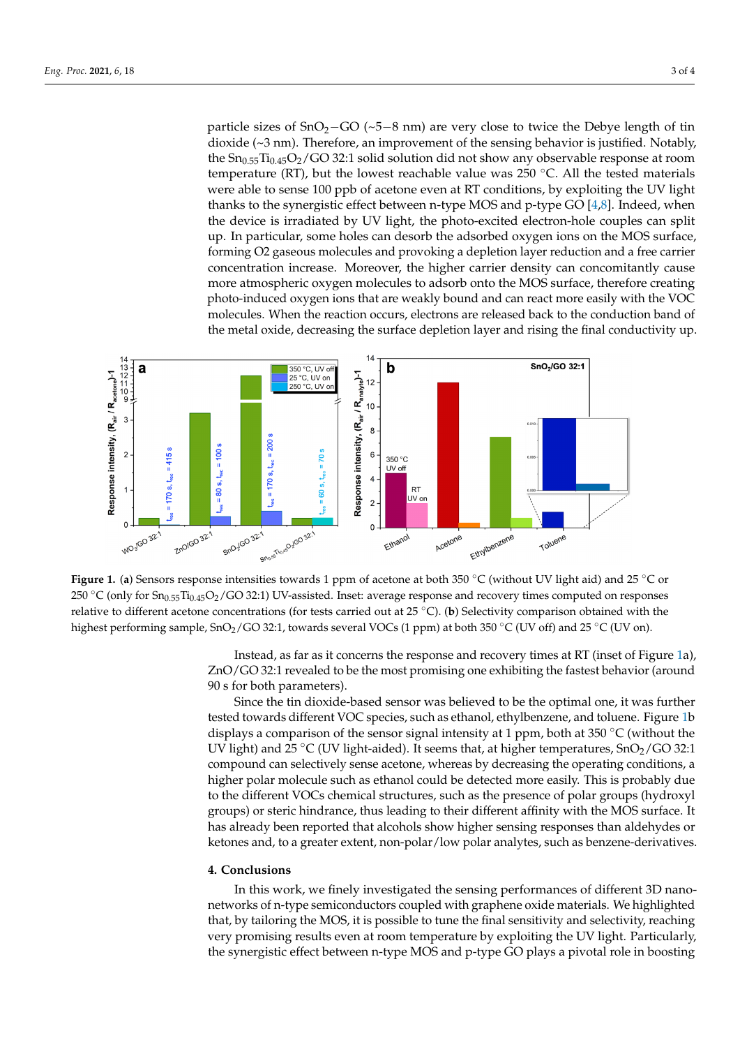particle sizes of $SnO_2$−GO (~5−8 nm) are very close to twice the Debye length of tin dioxide (~3 nm). Therefore, an improvement of the sensing behavior is justified. Notably, the $Sn_{0.55}Ti_{0.45}O_2$/GO 32:1 solid solution did not show any observable response at room temperature (RT), but the lowest reachable value was 250 °C. All the tested materials were able to sense 100 ppb of acetone even at RT conditions, by exploiting the UV light thanks to the synergistic effect between n-type MOS and p-type GO [4,8]. Indeed, when the device is irradiated by UV light, the photo-excited electron-hole couples can split up. In particular, some holes can desorb the adsorbed oxygen ions on the MOS surface, forming O2 gaseous molecules and provoking a depletion layer reduction and a free carrier concentration increase. Moreover, the higher carrier density can concomitantly cause more atmospheric oxygen molecules to adsorb onto the MOS surface, therefore creating photo-induced oxygen ions that are weakly bound and can react more easily with the VOC molecules. When the reaction occurs, electrons are released back to the conduction band of the metal oxide, decreasing the surface depletion layer and rising the final conductivity up.

**Figure 1.** (**a**) Sensors response intensities towards 1 ppm of acetone at both 350 °C (without UV light aid) and 25 °C or 250 °C (only for $Sn_{0.55}Ti_{0.45}O_2$/GO 32:1) UV-assisted. Inset: average response and recovery times computed on responses relative to different acetone concentrations (for tests carried out at 25 °C). (**b**) Selectivity comparison obtained with the highest performing sample, $SnO_2$/GO 32:1, towards several VOCs (1 ppm) at both 350 °C (UV off) and 25 °C (UV on).

Instead, as far as it concerns the response and recovery times at RT (inset of Figure 1a), ZnO/GO 32:1 revealed to be the most promising one exhibiting the fastest behavior (around 90 s for both parameters).

Since the tin dioxide-based sensor was believed to be the optimal one, it was further tested towards different VOC species, such as ethanol, ethylbenzene, and toluene. Figure 1b displays a comparison of the sensor signal intensity at 1 ppm, both at 350 °C (without the UV light) and 25 °C (UV light-aided). It seems that, at higher temperatures, $SnO_2$/GO 32:1 compound can selectively sense acetone, whereas by decreasing the operating conditions, a higher polar molecule such as ethanol could be detected more easily. This is probably due to the different VOCs chemical structures, such as the presence of polar groups (hydroxyl groups) or steric hindrance, thus leading to their different affinity with the MOS surface. It has already been reported that alcohols show higher sensing responses than aldehydes or ketones and, to a greater extent, non-polar/low polar analytes, such as benzene-derivatives.

## 4. Conclusions

In this work, we finely investigated the sensing performances of different 3D nano-networks of n-type semiconductors coupled with graphene oxide materials. We highlighted that, by tailoring the MOS, it is possible to tune the final sensitivity and selectivity, reaching very promising results even at room temperature by exploiting the UV light. Particularly, the synergistic effect between n-type MOS and p-type GO plays a pivotal role in boosting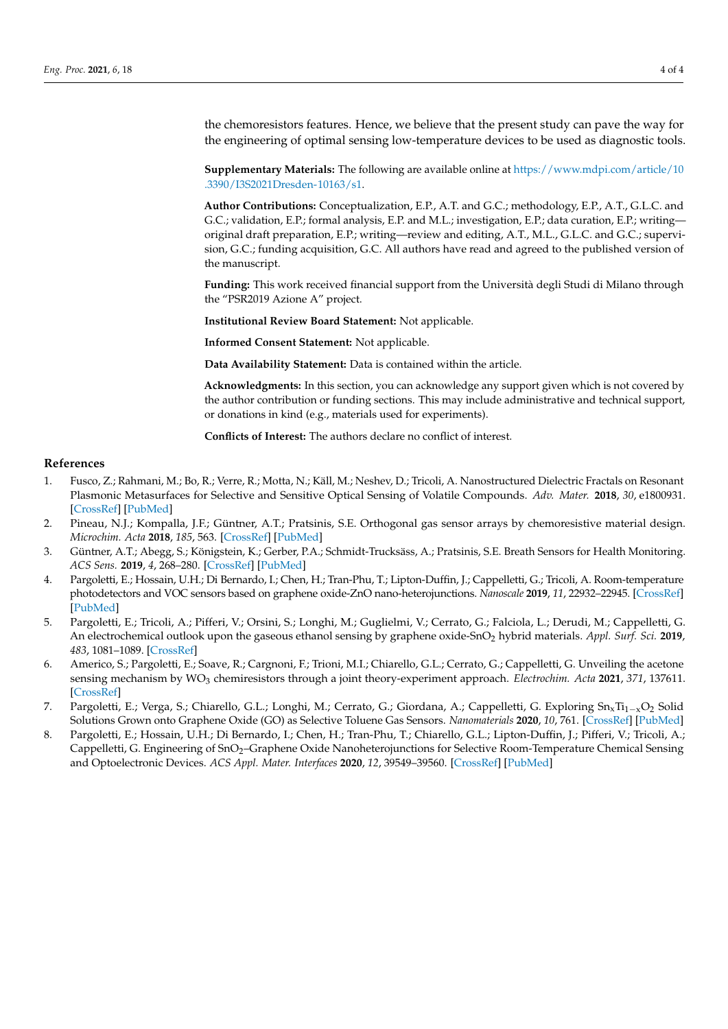the chemoresistors features. Hence, we believe that the present study can pave the way for the engineering of optimal sensing low-temperature devices to be used as diagnostic tools.

**Supplementary Materials:** The following are available online at https://www.mdpi.com/article/10.3390/I3S2021Dresden-10163/s1.

**Author Contributions:** Conceptualization, E.P., A.T. and G.C.; methodology, E.P., A.T., G.L.C. and G.C.; validation, E.P.; formal analysis, E.P. and M.L.; investigation, E.P.; data curation, E.P.; writing—original draft preparation, E.P.; writing—review and editing, A.T., M.L., G.L.C. and G.C.; supervision, G.C.; funding acquisition, G.C. All authors have read and agreed to the published version of the manuscript.

**Funding:** This work received financial support from the Università degli Studi di Milano through the "PSR2019 Azione A" project.

**Institutional Review Board Statement:** Not applicable.

**Informed Consent Statement:** Not applicable.

**Data Availability Statement:** Data is contained within the article.

**Acknowledgments:** In this section, you can acknowledge any support given which is not covered by the author contribution or funding sections. This may include administrative and technical support, or donations in kind (e.g., materials used for experiments).

**Conflicts of Interest:** The authors declare no conflict of interest.

## References

1. Fusco, Z.; Rahmani, M.; Bo, R.; Verre, R.; Motta, N.; Käll, M.; Neshev, D.; Tricoli, A. Nanostructured Dielectric Fractals on Resonant Plasmonic Metasurfaces for Selective and Sensitive Optical Sensing of Volatile Compounds. *Adv. Mater.* **2018**, *30*, e1800931. [CrossRef] [PubMed]
2. Pineau, N.J.; Kompalla, J.F.; Güntner, A.T.; Pratsinis, S.E. Orthogonal gas sensor arrays by chemoresistive material design. *Microchim. Acta* **2018**, *185*, 563. [CrossRef] [PubMed]
3. Güntner, A.T.; Abegg, S.; Königstein, K.; Gerber, P.A.; Schmidt-Trucksäss, A.; Pratsinis, S.E. Breath Sensors for Health Monitoring. *ACS Sens.* **2019**, *4*, 268–280. [CrossRef] [PubMed]
4. Pargoletti, E.; Hossain, U.H.; Di Bernardo, I.; Chen, H.; Tran-Phu, T.; Lipton-Duffin, J.; Cappelletti, G.; Tricoli, A. Room-temperature photodetectors and VOC sensors based on graphene oxide-ZnO nano-heterojunctions. *Nanoscale* **2019**, *11*, 22932–22945. [CrossRef] [PubMed]
5. Pargoletti, E.; Tricoli, A.; Pifferi, V.; Orsini, S.; Longhi, M.; Guglielmi, V.; Cerrato, G.; Falciola, L.; Derudi, M.; Cappelletti, G. An electrochemical outlook upon the gaseous ethanol sensing by graphene oxide-$SnO_2$ hybrid materials. *Appl. Surf. Sci.* **2019**, *483*, 1081–1089. [CrossRef]
6. Americo, S.; Pargoletti, E.; Soave, R.; Cargnoni, F.; Trioni, M.I.; Chiarello, G.L.; Cerrato, G.; Cappelletti, G. Unveiling the acetone sensing mechanism by $WO_3$ chemiresistors through a joint theory-experiment approach. *Electrochim. Acta* **2021**, *371*, 137611. [CrossRef]
7. Pargoletti, E.; Verga, S.; Chiarello, G.L.; Longhi, M.; Cerrato, G.; Giordana, A.; Cappelletti, G. Exploring $Sn_xTi_{1-x}O_2$ Solid Solutions Grown onto Graphene Oxide (GO) as Selective Toluene Gas Sensors. *Nanomaterials* **2020**, *10*, 761. [CrossRef] [PubMed]
8. Pargoletti, E.; Hossain, U.H.; Di Bernardo, I.; Chen, H.; Tran-Phu, T.; Chiarello, G.L.; Lipton-Duffin, J.; Pifferi, V.; Tricoli, A.; Cappelletti, G. Engineering of $SnO_2$–Graphene Oxide Nanoheterojunctions for Selective Room-Temperature Chemical Sensing and Optoelectronic Devices. *ACS Appl. Mater. Interfaces* **2020**, *12*, 39549–39560. [CrossRef] [PubMed]